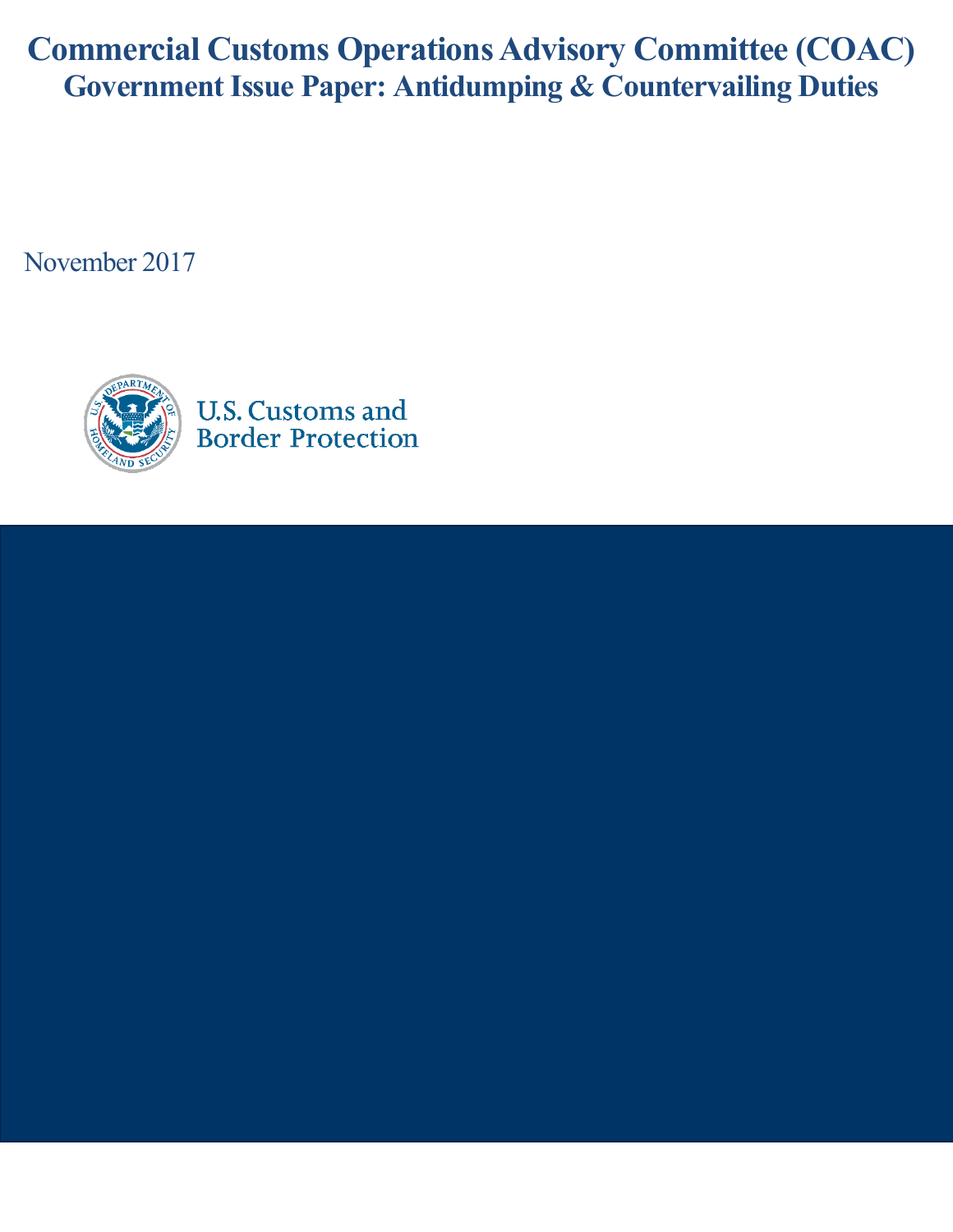# Commercial Customs Operations Advisory Committee (COAC)

## Government Issue Paper: Antidumping & Countervailing Duties

November 2017

U.S. Customs and Border Protection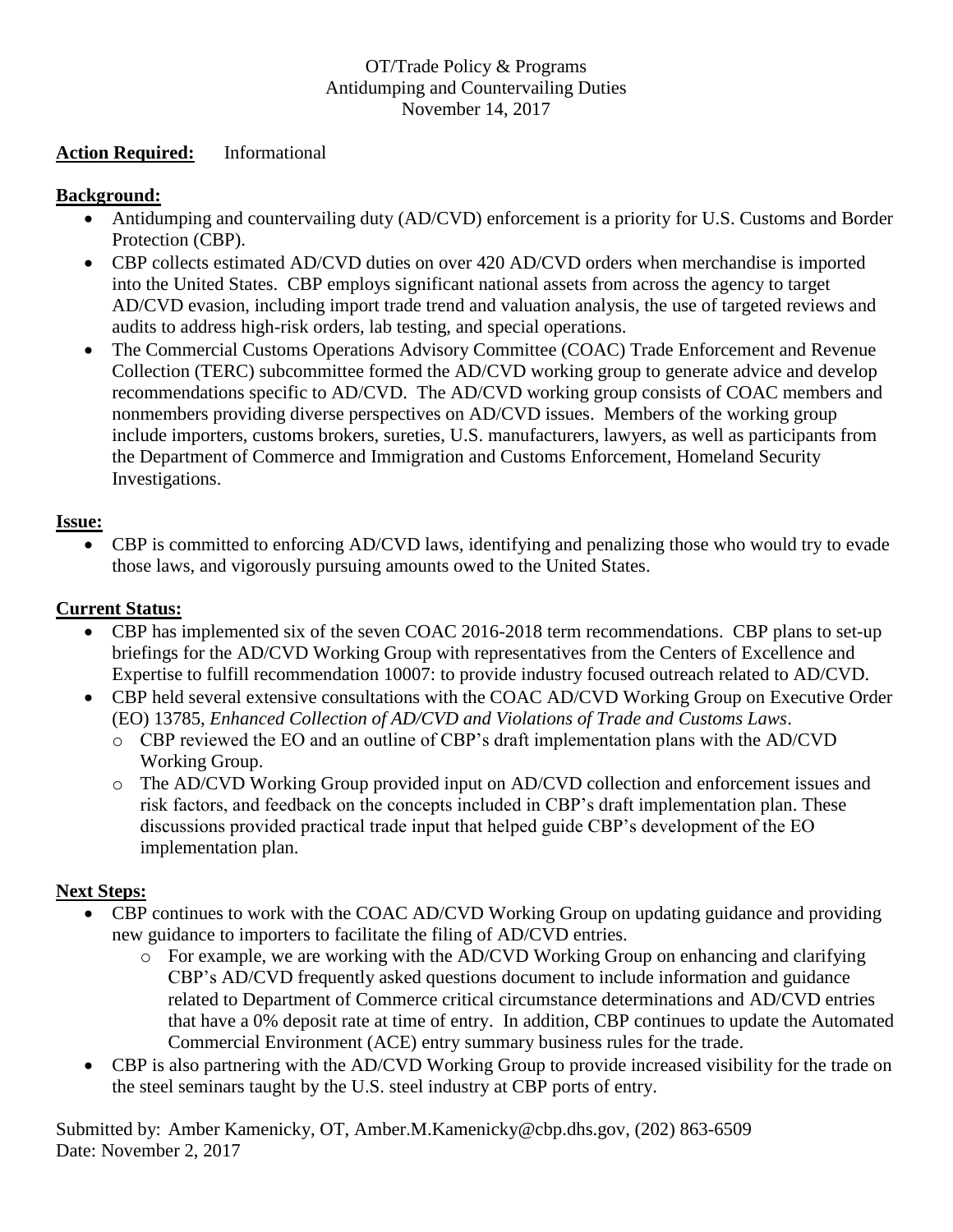OT/Trade Policy & Programs
Antidumping and Countervailing Duties
November 14, 2017

**Action Required:** Informational

**Background:**

- Antidumping and countervailing duty (AD/CVD) enforcement is a priority for U.S. Customs and Border Protection (CBP).
- CBP collects estimated AD/CVD duties on over 420 AD/CVD orders when merchandise is imported into the United States. CBP employs significant national assets from across the agency to target AD/CVD evasion, including import trade trend and valuation analysis, the use of targeted reviews and audits to address high-risk orders, lab testing, and special operations.
- The Commercial Customs Operations Advisory Committee (COAC) Trade Enforcement and Revenue Collection (TERC) subcommittee formed the AD/CVD working group to generate advice and develop recommendations specific to AD/CVD. The AD/CVD working group consists of COAC members and nonmembers providing diverse perspectives on AD/CVD issues. Members of the working group include importers, customs brokers, sureties, U.S. manufacturers, lawyers, as well as participants from the Department of Commerce and Immigration and Customs Enforcement, Homeland Security Investigations.

**Issue:**

- CBP is committed to enforcing AD/CVD laws, identifying and penalizing those who would try to evade those laws, and vigorously pursuing amounts owed to the United States.

**Current Status:**

- CBP has implemented six of the seven COAC 2016-2018 term recommendations. CBP plans to set-up briefings for the AD/CVD Working Group with representatives from the Centers of Excellence and Expertise to fulfill recommendation 10007: to provide industry focused outreach related to AD/CVD.
- CBP held several extensive consultations with the COAC AD/CVD Working Group on Executive Order (EO) 13785, *Enhanced Collection of AD/CVD and Violations of Trade and Customs Laws*.
  - CBP reviewed the EO and an outline of CBP's draft implementation plans with the AD/CVD Working Group.
  - The AD/CVD Working Group provided input on AD/CVD collection and enforcement issues and risk factors, and feedback on the concepts included in CBP's draft implementation plan. These discussions provided practical trade input that helped guide CBP's development of the EO implementation plan.

**Next Steps:**

- CBP continues to work with the COAC AD/CVD Working Group on updating guidance and providing new guidance to importers to facilitate the filing of AD/CVD entries.
  - For example, we are working with the AD/CVD Working Group on enhancing and clarifying CBP's AD/CVD frequently asked questions document to include information and guidance related to Department of Commerce critical circumstance determinations and AD/CVD entries that have a 0% deposit rate at time of entry. In addition, CBP continues to update the Automated Commercial Environment (ACE) entry summary business rules for the trade.
- CBP is also partnering with the AD/CVD Working Group to provide increased visibility for the trade on the steel seminars taught by the U.S. steel industry at CBP ports of entry.

Submitted by: Amber Kamenicky, OT, Amber.M.Kamenicky@cbp.dhs.gov, (202) 863-6509
Date: November 2, 2017